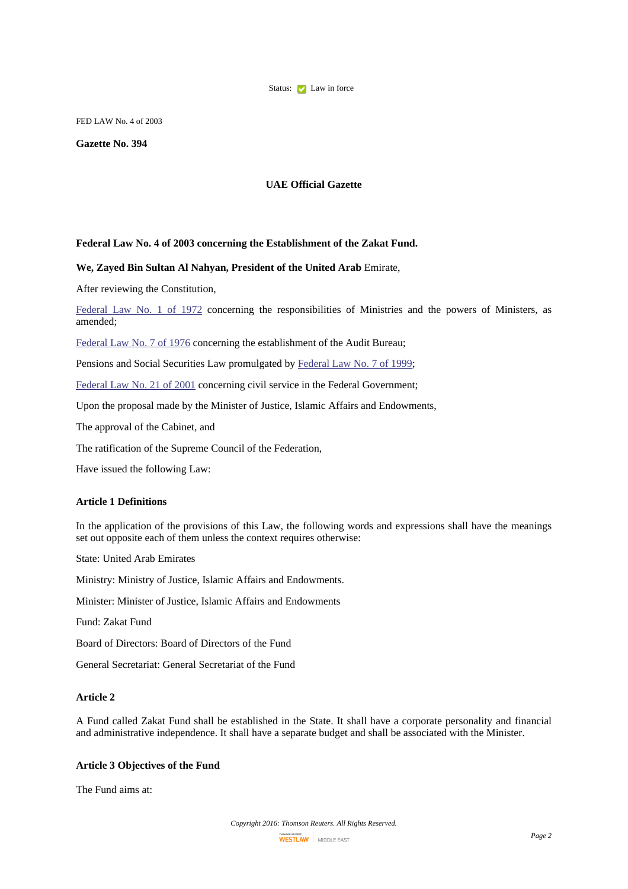Status: Law in force

FED LAW No. 4 of 2003

**Gazette No. 394**

**UAE Official Gazette**

**Federal Law No. 4 of 2003 concerning the Establishment of the Zakat Fund.**

**We, Zayed Bin Sultan Al Nahyan, President of the United Arab** Emirate,

After reviewing the Constitution,

Federal Law No. 1 of 1972 concerning the responsibilities of Ministries and the powers of Ministers, as amended;

Federal Law No. 7 of 1976 concerning the establishment of the Audit Bureau;

Pensions and Social Securities Law promulgated by Federal Law No. 7 of 1999;

Federal Law No. 21 of 2001 concerning civil service in the Federal Government;

Upon the proposal made by the Minister of Justice, Islamic Affairs and Endowments,

The approval of the Cabinet, and

The ratification of the Supreme Council of the Federation,

Have issued the following Law:

**Article 1 Definitions**

In the application of the provisions of this Law, the following words and expressions shall have the meanings set out opposite each of them unless the context requires otherwise:

State: United Arab Emirates

Ministry: Ministry of Justice, Islamic Affairs and Endowments.

Minister: Minister of Justice, Islamic Affairs and Endowments

Fund: Zakat Fund

Board of Directors: Board of Directors of the Fund

General Secretariat: General Secretariat of the Fund

**Article 2**

A Fund called Zakat Fund shall be established in the State. It shall have a corporate personality and financial and administrative independence. It shall have a separate budget and shall be associated with the Minister.

**Article 3 Objectives of the Fund**

The Fund aims at: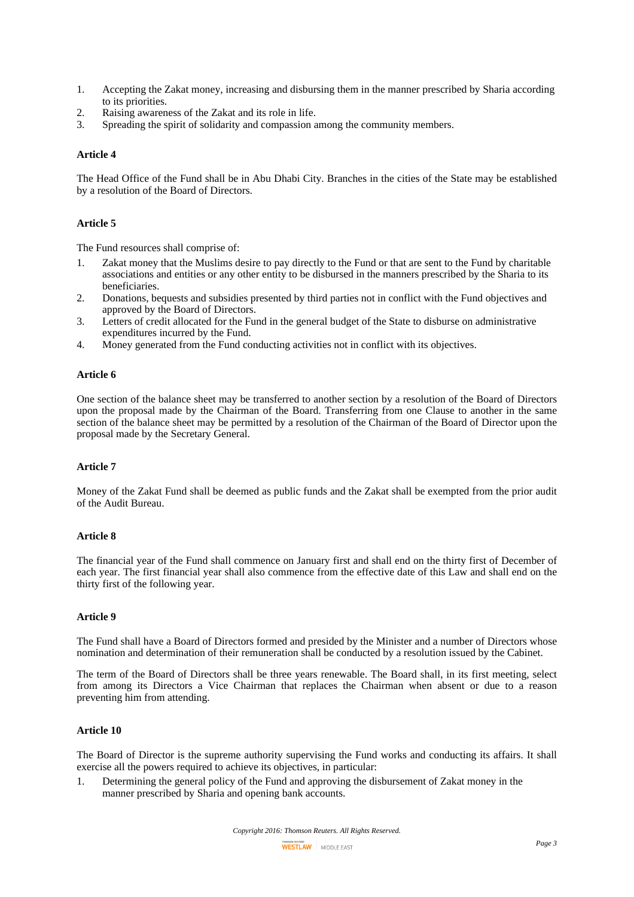1. Accepting the Zakat money, increasing and disbursing them in the manner prescribed by Sharia according to its priorities.
2. Raising awareness of the Zakat and its role in life.
3. Spreading the spirit of solidarity and compassion among the community members.

**Article 4**

The Head Office of the Fund shall be in Abu Dhabi City. Branches in the cities of the State may be established by a resolution of the Board of Directors.

**Article 5**

The Fund resources shall comprise of:

1. Zakat money that the Muslims desire to pay directly to the Fund or that are sent to the Fund by charitable associations and entities or any other entity to be disbursed in the manners prescribed by the Sharia to its beneficiaries.
2. Donations, bequests and subsidies presented by third parties not in conflict with the Fund objectives and approved by the Board of Directors.
3. Letters of credit allocated for the Fund in the general budget of the State to disburse on administrative expenditures incurred by the Fund.
4. Money generated from the Fund conducting activities not in conflict with its objectives.

**Article 6**

One section of the balance sheet may be transferred to another section by a resolution of the Board of Directors upon the proposal made by the Chairman of the Board. Transferring from one Clause to another in the same section of the balance sheet may be permitted by a resolution of the Chairman of the Board of Director upon the proposal made by the Secretary General.

**Article 7**

Money of the Zakat Fund shall be deemed as public funds and the Zakat shall be exempted from the prior audit of the Audit Bureau.

**Article 8**

The financial year of the Fund shall commence on January first and shall end on the thirty first of December of each year. The first financial year shall also commence from the effective date of this Law and shall end on the thirty first of the following year.

**Article 9**

The Fund shall have a Board of Directors formed and presided by the Minister and a number of Directors whose nomination and determination of their remuneration shall be conducted by a resolution issued by the Cabinet.

The term of the Board of Directors shall be three years renewable. The Board shall, in its first meeting, select from among its Directors a Vice Chairman that replaces the Chairman when absent or due to a reason preventing him from attending.

**Article 10**

The Board of Director is the supreme authority supervising the Fund works and conducting its affairs. It shall exercise all the powers required to achieve its objectives, in particular:

1. Determining the general policy of the Fund and approving the disbursement of Zakat money in the manner prescribed by Sharia and opening bank accounts.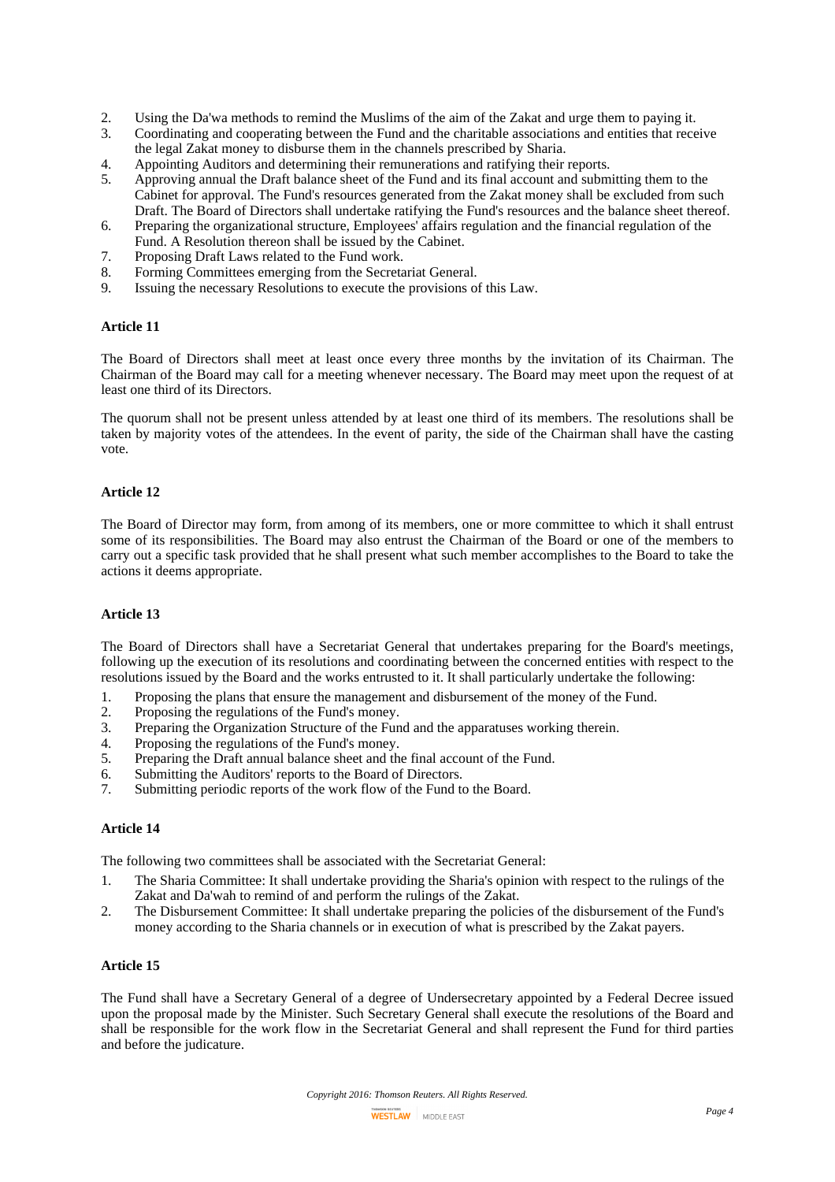2. Using the Da'wa methods to remind the Muslims of the aim of the Zakat and urge them to paying it.
3. Coordinating and cooperating between the Fund and the charitable associations and entities that receive the legal Zakat money to disburse them in the channels prescribed by Sharia.
4. Appointing Auditors and determining their remunerations and ratifying their reports.
5. Approving annual the Draft balance sheet of the Fund and its final account and submitting them to the Cabinet for approval. The Fund's resources generated from the Zakat money shall be excluded from such Draft. The Board of Directors shall undertake ratifying the Fund's resources and the balance sheet thereof.
6. Preparing the organizational structure, Employees' affairs regulation and the financial regulation of the Fund. A Resolution thereon shall be issued by the Cabinet.
7. Proposing Draft Laws related to the Fund work.
8. Forming Committees emerging from the Secretariat General.
9. Issuing the necessary Resolutions to execute the provisions of this Law.

**Article 11**

The Board of Directors shall meet at least once every three months by the invitation of its Chairman. The Chairman of the Board may call for a meeting whenever necessary. The Board may meet upon the request of at least one third of its Directors.

The quorum shall not be present unless attended by at least one third of its members. The resolutions shall be taken by majority votes of the attendees. In the event of parity, the side of the Chairman shall have the casting vote.

**Article 12**

The Board of Director may form, from among of its members, one or more committee to which it shall entrust some of its responsibilities. The Board may also entrust the Chairman of the Board or one of the members to carry out a specific task provided that he shall present what such member accomplishes to the Board to take the actions it deems appropriate.

**Article 13**

The Board of Directors shall have a Secretariat General that undertakes preparing for the Board's meetings, following up the execution of its resolutions and coordinating between the concerned entities with respect to the resolutions issued by the Board and the works entrusted to it. It shall particularly undertake the following:

1. Proposing the plans that ensure the management and disbursement of the money of the Fund.
2. Proposing the regulations of the Fund's money.
3. Preparing the Organization Structure of the Fund and the apparatuses working therein.
4. Proposing the regulations of the Fund's money.
5. Preparing the Draft annual balance sheet and the final account of the Fund.
6. Submitting the Auditors' reports to the Board of Directors.
7. Submitting periodic reports of the work flow of the Fund to the Board.

**Article 14**

The following two committees shall be associated with the Secretariat General:

1. The Sharia Committee: It shall undertake providing the Sharia's opinion with respect to the rulings of the Zakat and Da'wah to remind of and perform the rulings of the Zakat.
2. The Disbursement Committee: It shall undertake preparing the policies of the disbursement of the Fund's money according to the Sharia channels or in execution of what is prescribed by the Zakat payers.

**Article 15**

The Fund shall have a Secretary General of a degree of Undersecretary appointed by a Federal Decree issued upon the proposal made by the Minister. Such Secretary General shall execute the resolutions of the Board and shall be responsible for the work flow in the Secretariat General and shall represent the Fund for third parties and before the judicature.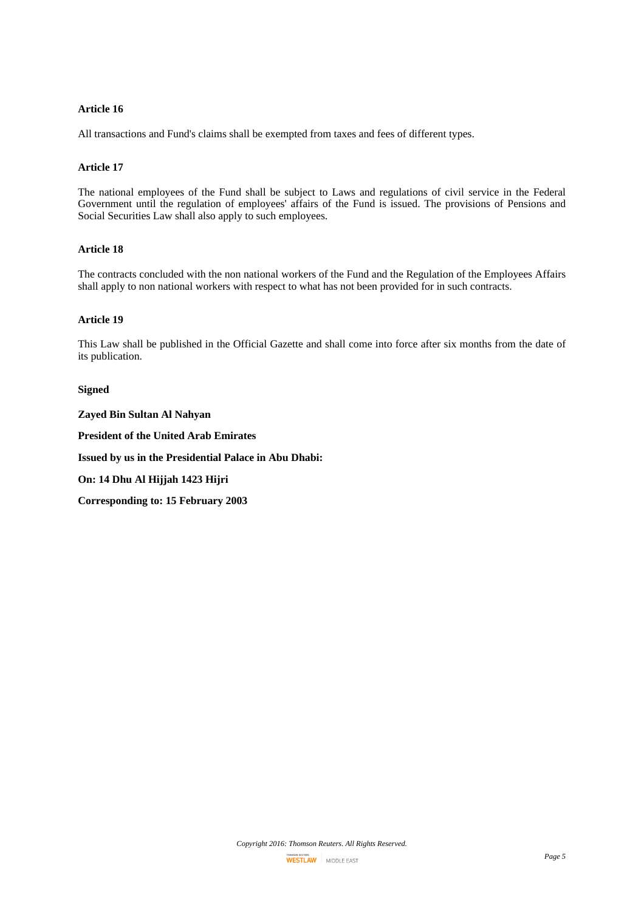**Article 16**

All transactions and Fund's claims shall be exempted from taxes and fees of different types.

**Article 17**

The national employees of the Fund shall be subject to Laws and regulations of civil service in the Federal Government until the regulation of employees' affairs of the Fund is issued. The provisions of Pensions and Social Securities Law shall also apply to such employees.

**Article 18**

The contracts concluded with the non national workers of the Fund and the Regulation of the Employees Affairs shall apply to non national workers with respect to what has not been provided for in such contracts.

**Article 19**

This Law shall be published in the Official Gazette and shall come into force after six months from the date of its publication.

**Signed**

**Zayed Bin Sultan Al Nahyan**

**President of the United Arab Emirates**

**Issued by us in the Presidential Palace in Abu Dhabi:**

**On: 14 Dhu Al Hijjah 1423 Hijri**

**Corresponding to: 15 February 2003**